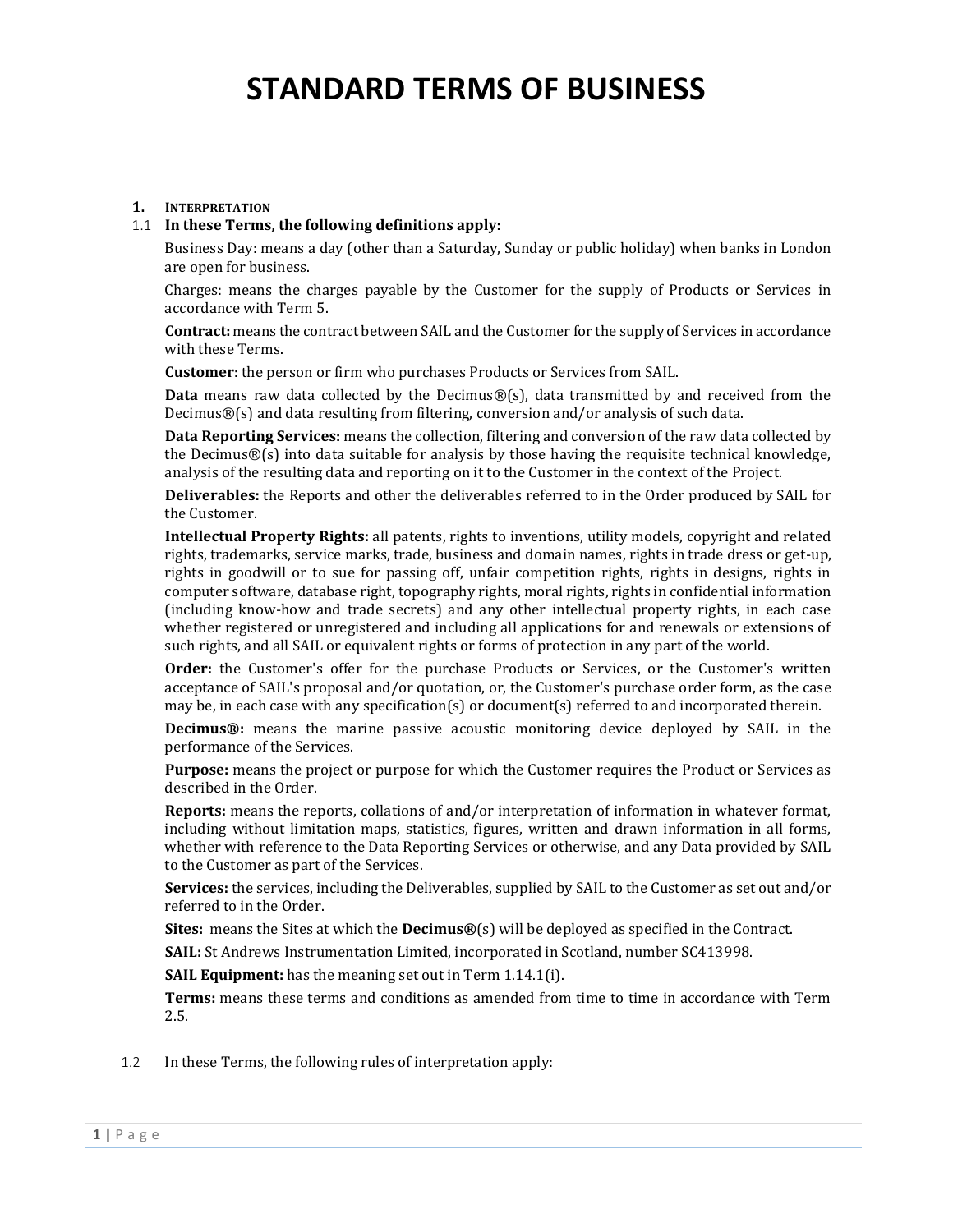# STANDARD TERMS OF BUSINESS

## 1. INTERPRETATION

1.1 **In these Terms, the following definitions apply:**

Business Day: means a day (other than a Saturday, Sunday or public holiday) when banks in London are open for business.

Charges: means the charges payable by the Customer for the supply of Products or Services in accordance with Term 5.

**Contract:** means the contract between SAIL and the Customer for the supply of Services in accordance with these Terms.

**Customer:** the person or firm who purchases Products or Services from SAIL.

**Data** means raw data collected by the Decimus®(s), data transmitted by and received from the Decimus®(s) and data resulting from filtering, conversion and/or analysis of such data.

**Data Reporting Services:** means the collection, filtering and conversion of the raw data collected by the Decimus®(s) into data suitable for analysis by those having the requisite technical knowledge, analysis of the resulting data and reporting on it to the Customer in the context of the Project.

**Deliverables:** the Reports and other the deliverables referred to in the Order produced by SAIL for the Customer.

**Intellectual Property Rights:** all patents, rights to inventions, utility models, copyright and related rights, trademarks, service marks, trade, business and domain names, rights in trade dress or get-up, rights in goodwill or to sue for passing off, unfair competition rights, rights in designs, rights in computer software, database right, topography rights, moral rights, rights in confidential information (including know-how and trade secrets) and any other intellectual property rights, in each case whether registered or unregistered and including all applications for and renewals or extensions of such rights, and all SAIL or equivalent rights or forms of protection in any part of the world.

**Order:** the Customer's offer for the purchase Products or Services, or the Customer's written acceptance of SAIL's proposal and/or quotation, or, the Customer's purchase order form, as the case may be, in each case with any specification(s) or document(s) referred to and incorporated therein.

**Decimus®:** means the marine passive acoustic monitoring device deployed by SAIL in the performance of the Services.

**Purpose:** means the project or purpose for which the Customer requires the Product or Services as described in the Order.

**Reports:** means the reports, collations of and/or interpretation of information in whatever format, including without limitation maps, statistics, figures, written and drawn information in all forms, whether with reference to the Data Reporting Services or otherwise, and any Data provided by SAIL to the Customer as part of the Services.

**Services:** the services, including the Deliverables, supplied by SAIL to the Customer as set out and/or referred to in the Order.

**Sites:** means the Sites at which the **Decimus®**(s) will be deployed as specified in the Contract.

**SAIL:** St Andrews Instrumentation Limited, incorporated in Scotland, number SC413998.

**SAIL Equipment:** has the meaning set out in Term 1.14.1(i).

**Terms:** means these terms and conditions as amended from time to time in accordance with Term 2.5.

1.2 In these Terms, the following rules of interpretation apply: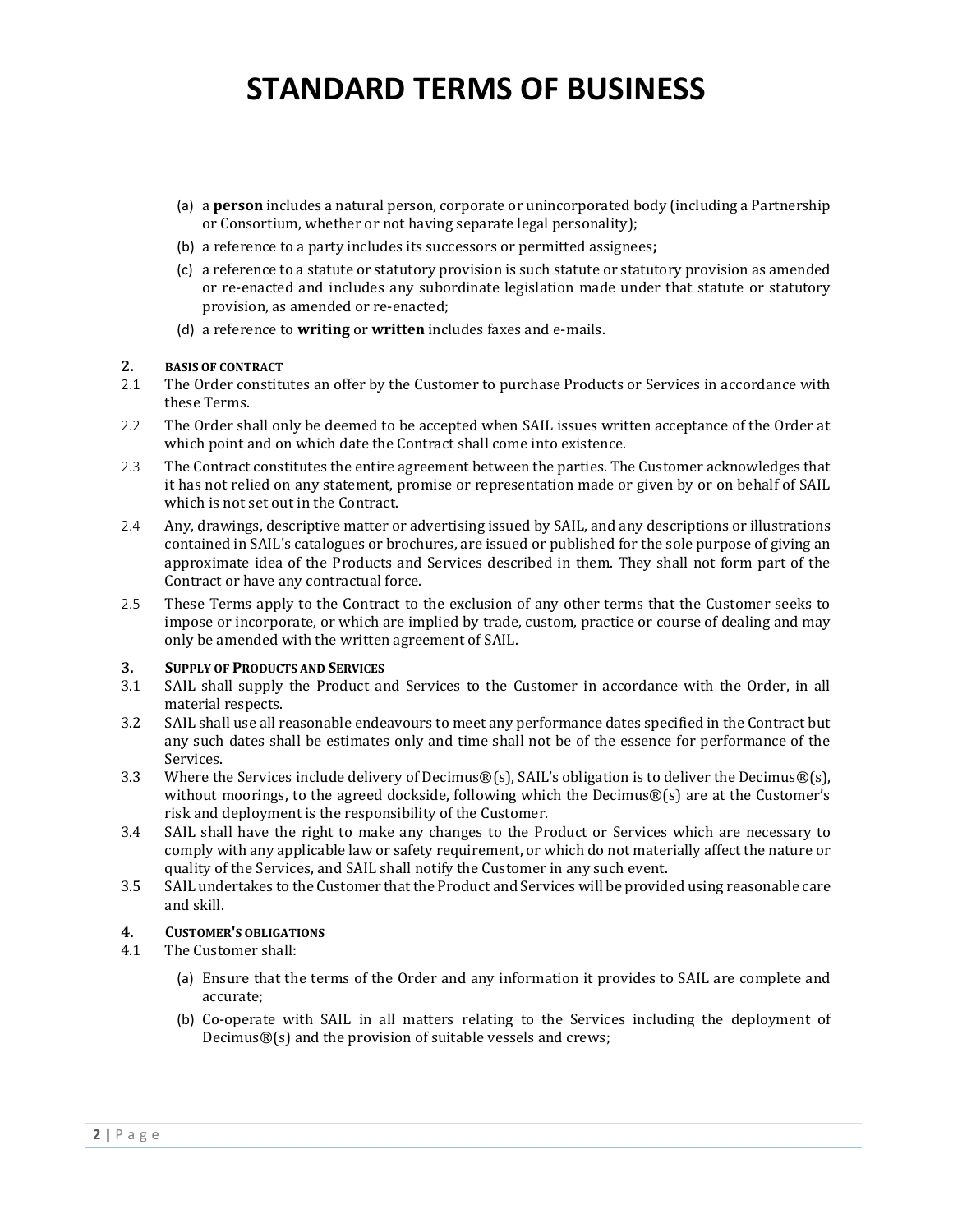# STANDARD TERMS OF BUSINESS

(a) a **person** includes a natural person, corporate or unincorporated body (including a Partnership or Consortium, whether or not having separate legal personality);

(b) a reference to a party includes its successors or permitted assignees**;**

(c) a reference to a statute or statutory provision is such statute or statutory provision as amended or re-enacted and includes any subordinate legislation made under that statute or statutory provision, as amended or re-enacted;

(d) a reference to **writing** or **written** includes faxes and e-mails.

**2. BASIS OF CONTRACT**

2.1 The Order constitutes an offer by the Customer to purchase Products or Services in accordance with these Terms.

2.2 The Order shall only be deemed to be accepted when SAIL issues written acceptance of the Order at which point and on which date the Contract shall come into existence.

2.3 The Contract constitutes the entire agreement between the parties. The Customer acknowledges that it has not relied on any statement, promise or representation made or given by or on behalf of SAIL which is not set out in the Contract.

2.4 Any, drawings, descriptive matter or advertising issued by SAIL, and any descriptions or illustrations contained in SAIL's catalogues or brochures, are issued or published for the sole purpose of giving an approximate idea of the Products and Services described in them. They shall not form part of the Contract or have any contractual force.

2.5 These Terms apply to the Contract to the exclusion of any other terms that the Customer seeks to impose or incorporate, or which are implied by trade, custom, practice or course of dealing and may only be amended with the written agreement of SAIL.

**3. SUPPLY OF PRODUCTS AND SERVICES**

3.1 SAIL shall supply the Product and Services to the Customer in accordance with the Order, in all material respects.

3.2 SAIL shall use all reasonable endeavours to meet any performance dates specified in the Contract but any such dates shall be estimates only and time shall not be of the essence for performance of the Services.

3.3 Where the Services include delivery of Decimus®(s), SAIL's obligation is to deliver the Decimus®(s), without moorings, to the agreed dockside, following which the Decimus®(s) are at the Customer's risk and deployment is the responsibility of the Customer.

3.4 SAIL shall have the right to make any changes to the Product or Services which are necessary to comply with any applicable law or safety requirement, or which do not materially affect the nature or quality of the Services, and SAIL shall notify the Customer in any such event.

3.5 SAIL undertakes to the Customer that the Product and Services will be provided using reasonable care and skill.

**4. CUSTOMER'S OBLIGATIONS**

4.1 The Customer shall:

(a) Ensure that the terms of the Order and any information it provides to SAIL are complete and accurate;

(b) Co-operate with SAIL in all matters relating to the Services including the deployment of Decimus®(s) and the provision of suitable vessels and crews;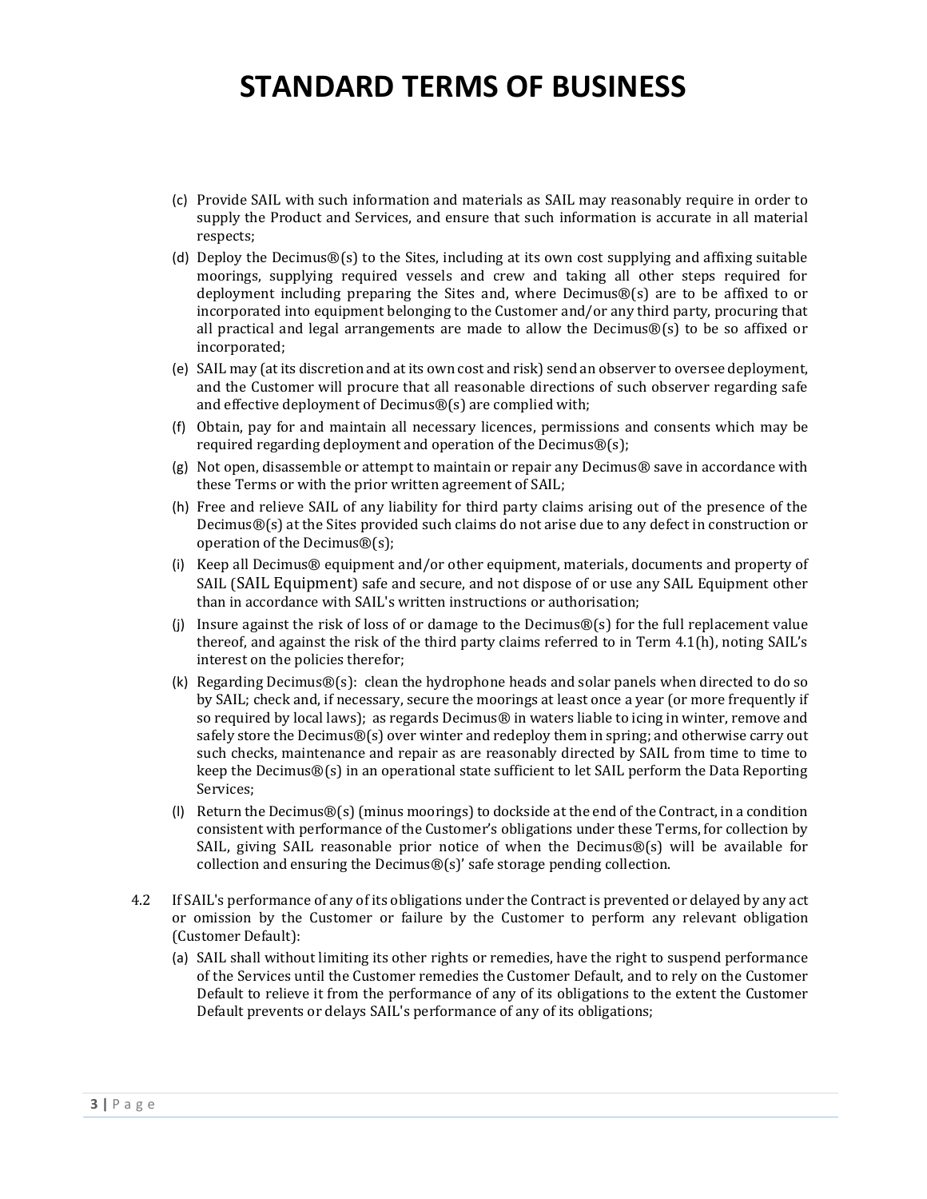# STANDARD TERMS OF BUSINESS

(c) Provide SAIL with such information and materials as SAIL may reasonably require in order to supply the Product and Services, and ensure that such information is accurate in all material respects;

(d) Deploy the Decimus®(s) to the Sites, including at its own cost supplying and affixing suitable moorings, supplying required vessels and crew and taking all other steps required for deployment including preparing the Sites and, where Decimus®(s) are to be affixed to or incorporated into equipment belonging to the Customer and/or any third party, procuring that all practical and legal arrangements are made to allow the Decimus®(s) to be so affixed or incorporated;

(e) SAIL may (at its discretion and at its own cost and risk) send an observer to oversee deployment, and the Customer will procure that all reasonable directions of such observer regarding safe and effective deployment of Decimus®(s) are complied with;

(f) Obtain, pay for and maintain all necessary licences, permissions and consents which may be required regarding deployment and operation of the Decimus®(s);

(g) Not open, disassemble or attempt to maintain or repair any Decimus® save in accordance with these Terms or with the prior written agreement of SAIL;

(h) Free and relieve SAIL of any liability for third party claims arising out of the presence of the Decimus®(s) at the Sites provided such claims do not arise due to any defect in construction or operation of the Decimus®(s);

(i) Keep all Decimus® equipment and/or other equipment, materials, documents and property of SAIL (SAIL Equipment) safe and secure, and not dispose of or use any SAIL Equipment other than in accordance with SAIL's written instructions or authorisation;

(j) Insure against the risk of loss of or damage to the Decimus®(s) for the full replacement value thereof, and against the risk of the third party claims referred to in Term 4.1(h), noting SAIL's interest on the policies therefor;

(k) Regarding Decimus®(s): clean the hydrophone heads and solar panels when directed to do so by SAIL; check and, if necessary, secure the moorings at least once a year (or more frequently if so required by local laws); as regards Decimus® in waters liable to icing in winter, remove and safely store the Decimus®(s) over winter and redeploy them in spring; and otherwise carry out such checks, maintenance and repair as are reasonably directed by SAIL from time to time to keep the Decimus®(s) in an operational state sufficient to let SAIL perform the Data Reporting Services;

(l) Return the Decimus®(s) (minus moorings) to dockside at the end of the Contract, in a condition consistent with performance of the Customer's obligations under these Terms, for collection by SAIL, giving SAIL reasonable prior notice of when the Decimus®(s) will be available for collection and ensuring the Decimus®(s)' safe storage pending collection.

4.2 If SAIL's performance of any of its obligations under the Contract is prevented or delayed by any act or omission by the Customer or failure by the Customer to perform any relevant obligation (Customer Default):

(a) SAIL shall without limiting its other rights or remedies, have the right to suspend performance of the Services until the Customer remedies the Customer Default, and to rely on the Customer Default to relieve it from the performance of any of its obligations to the extent the Customer Default prevents or delays SAIL's performance of any of its obligations;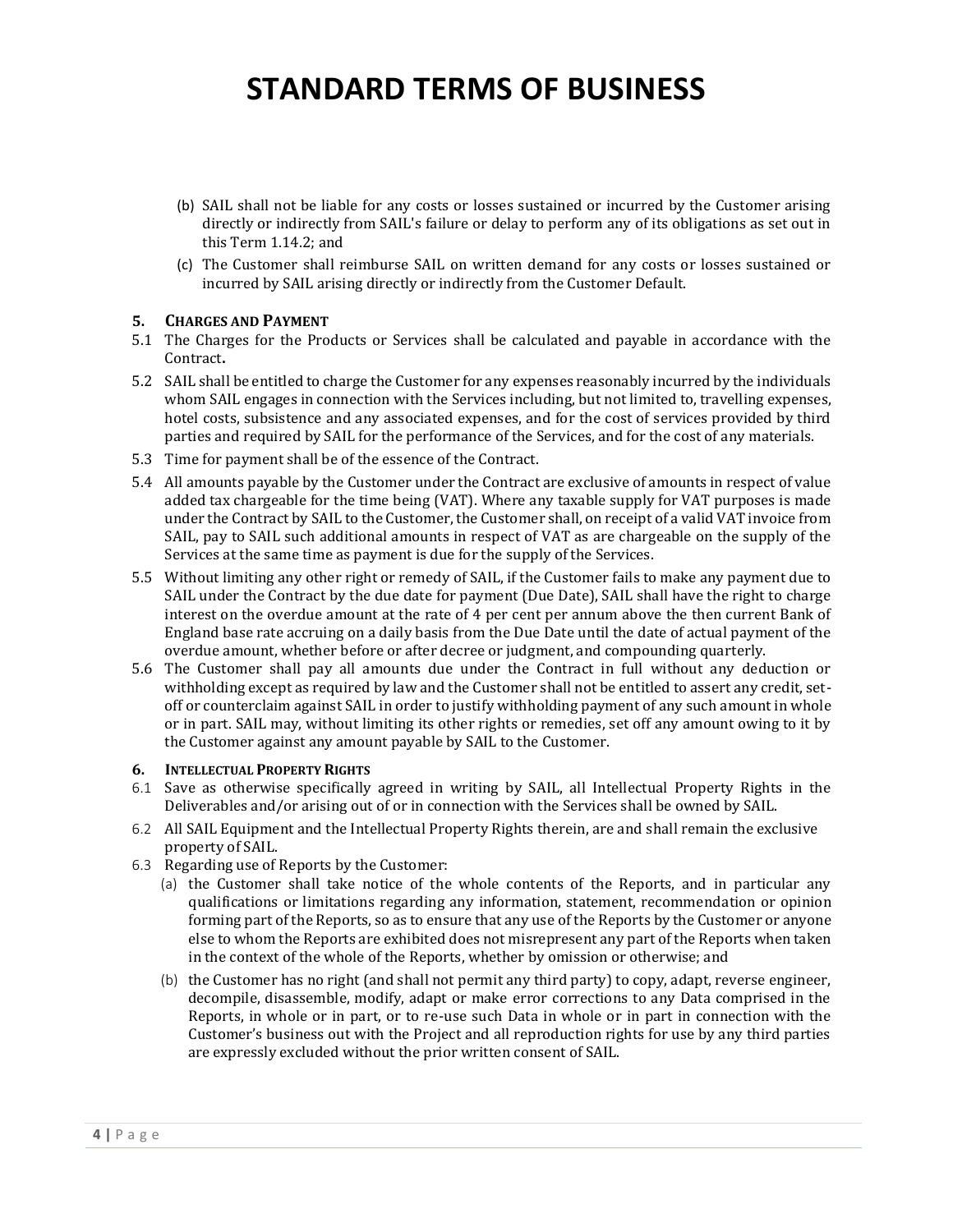(b) SAIL shall not be liable for any costs or losses sustained or incurred by the Customer arising directly or indirectly from SAIL's failure or delay to perform any of its obligations as set out in this Term 1.14.2; and

(c) The Customer shall reimburse SAIL on written demand for any costs or losses sustained or incurred by SAIL arising directly or indirectly from the Customer Default.

## 5. Charges and Payment

5.1 The Charges for the Products or Services shall be calculated and payable in accordance with the Contract**.**

5.2 SAIL shall be entitled to charge the Customer for any expenses reasonably incurred by the individuals whom SAIL engages in connection with the Services including, but not limited to, travelling expenses, hotel costs, subsistence and any associated expenses, and for the cost of services provided by third parties and required by SAIL for the performance of the Services, and for the cost of any materials.

5.3 Time for payment shall be of the essence of the Contract.

5.4 All amounts payable by the Customer under the Contract are exclusive of amounts in respect of value added tax chargeable for the time being (VAT). Where any taxable supply for VAT purposes is made under the Contract by SAIL to the Customer, the Customer shall, on receipt of a valid VAT invoice from SAIL, pay to SAIL such additional amounts in respect of VAT as are chargeable on the supply of the Services at the same time as payment is due for the supply of the Services.

5.5 Without limiting any other right or remedy of SAIL, if the Customer fails to make any payment due to SAIL under the Contract by the due date for payment (Due Date), SAIL shall have the right to charge interest on the overdue amount at the rate of 4 per cent per annum above the then current Bank of England base rate accruing on a daily basis from the Due Date until the date of actual payment of the overdue amount, whether before or after decree or judgment, and compounding quarterly.

5.6 The Customer shall pay all amounts due under the Contract in full without any deduction or withholding except as required by law and the Customer shall not be entitled to assert any credit, set-off or counterclaim against SAIL in order to justify withholding payment of any such amount in whole or in part. SAIL may, without limiting its other rights or remedies, set off any amount owing to it by the Customer against any amount payable by SAIL to the Customer.

## 6. Intellectual Property Rights

6.1 Save as otherwise specifically agreed in writing by SAIL, all Intellectual Property Rights in the Deliverables and/or arising out of or in connection with the Services shall be owned by SAIL.

6.2 All SAIL Equipment and the Intellectual Property Rights therein, are and shall remain the exclusive property of SAIL.

6.3 Regarding use of Reports by the Customer:

(a) the Customer shall take notice of the whole contents of the Reports, and in particular any qualifications or limitations regarding any information, statement, recommendation or opinion forming part of the Reports, so as to ensure that any use of the Reports by the Customer or anyone else to whom the Reports are exhibited does not misrepresent any part of the Reports when taken in the context of the whole of the Reports, whether by omission or otherwise; and

(b) the Customer has no right (and shall not permit any third party) to copy, adapt, reverse engineer, decompile, disassemble, modify, adapt or make error corrections to any Data comprised in the Reports, in whole or in part, or to re-use such Data in whole or in part in connection with the Customer's business out with the Project and all reproduction rights for use by any third parties are expressly excluded without the prior written consent of SAIL.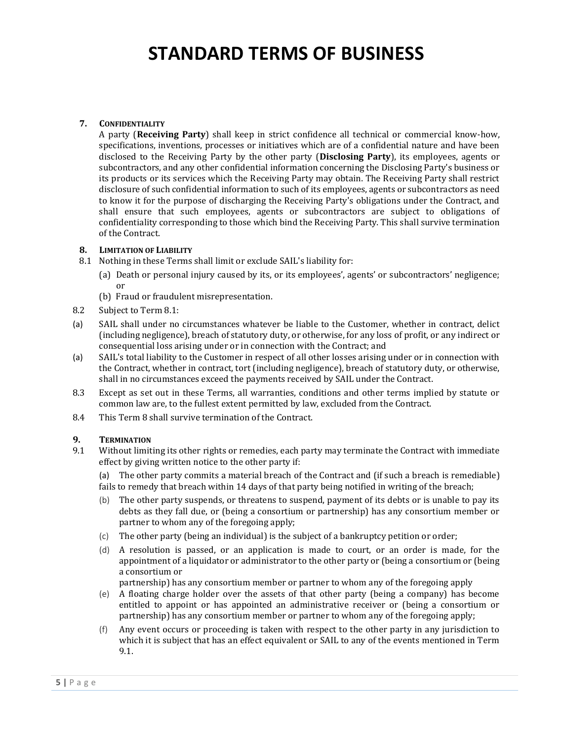# STANDARD TERMS OF BUSINESS

**7. CONFIDENTIALITY**

A party (**Receiving Party**) shall keep in strict confidence all technical or commercial know-how, specifications, inventions, processes or initiatives which are of a confidential nature and have been disclosed to the Receiving Party by the other party (**Disclosing Party**), its employees, agents or subcontractors, and any other confidential information concerning the Disclosing Party's business or its products or its services which the Receiving Party may obtain. The Receiving Party shall restrict disclosure of such confidential information to such of its employees, agents or subcontractors as need to know it for the purpose of discharging the Receiving Party's obligations under the Contract, and shall ensure that such employees, agents or subcontractors are subject to obligations of confidentiality corresponding to those which bind the Receiving Party. This shall survive termination of the Contract.

**8. LIMITATION OF LIABILITY**

8.1 Nothing in these Terms shall limit or exclude SAIL's liability for:

(a) Death or personal injury caused by its, or its employees', agents' or subcontractors' negligence; or

(b) Fraud or fraudulent misrepresentation.

8.2 Subject to Term 8.1:

(a) SAIL shall under no circumstances whatever be liable to the Customer, whether in contract, delict (including negligence), breach of statutory duty, or otherwise, for any loss of profit, or any indirect or consequential loss arising under or in connection with the Contract; and

(a) SAIL's total liability to the Customer in respect of all other losses arising under or in connection with the Contract, whether in contract, tort (including negligence), breach of statutory duty, or otherwise, shall in no circumstances exceed the payments received by SAIL under the Contract.

8.3 Except as set out in these Terms, all warranties, conditions and other terms implied by statute or common law are, to the fullest extent permitted by law, excluded from the Contract.

8.4 This Term 8 shall survive termination of the Contract.

**9. TERMINATION**

9.1 Without limiting its other rights or remedies, each party may terminate the Contract with immediate effect by giving written notice to the other party if:

(a) The other party commits a material breach of the Contract and (if such a breach is remediable) fails to remedy that breach within 14 days of that party being notified in writing of the breach;

(b) The other party suspends, or threatens to suspend, payment of its debts or is unable to pay its debts as they fall due, or (being a consortium or partnership) has any consortium member or partner to whom any of the foregoing apply;

(c) The other party (being an individual) is the subject of a bankruptcy petition or order;

(d) A resolution is passed, or an application is made to court, or an order is made, for the appointment of a liquidator or administrator to the other party or (being a consortium or (being a consortium or partnership) has any consortium member or partner to whom any of the foregoing apply

(e) A floating charge holder over the assets of that other party (being a company) has become entitled to appoint or has appointed an administrative receiver or (being a consortium or partnership) has any consortium member or partner to whom any of the foregoing apply;

(f) Any event occurs or proceeding is taken with respect to the other party in any jurisdiction to which it is subject that has an effect equivalent or SAIL to any of the events mentioned in Term 9.1.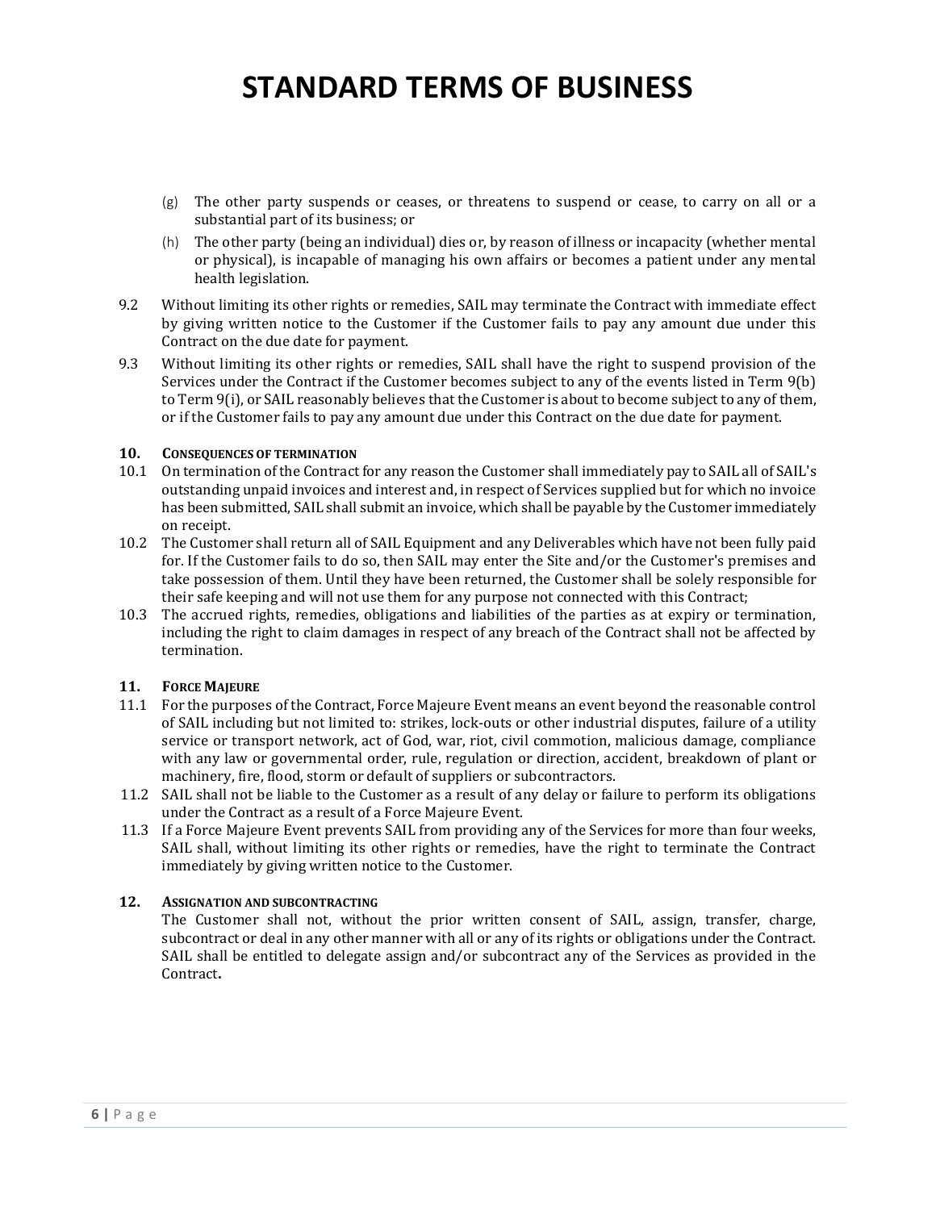# STANDARD TERMS OF BUSINESS

(g) The other party suspends or ceases, or threatens to suspend or cease, to carry on all or a substantial part of its business; or

(h) The other party (being an individual) dies or, by reason of illness or incapacity (whether mental or physical), is incapable of managing his own affairs or becomes a patient under any mental health legislation.

9.2 Without limiting its other rights or remedies, SAIL may terminate the Contract with immediate effect by giving written notice to the Customer if the Customer fails to pay any amount due under this Contract on the due date for payment.

9.3 Without limiting its other rights or remedies, SAIL shall have the right to suspend provision of the Services under the Contract if the Customer becomes subject to any of the events listed in Term 9(b) to Term 9(i), or SAIL reasonably believes that the Customer is about to become subject to any of them, or if the Customer fails to pay any amount due under this Contract on the due date for payment.

**10. CONSEQUENCES OF TERMINATION**

10.1 On termination of the Contract for any reason the Customer shall immediately pay to SAIL all of SAIL's outstanding unpaid invoices and interest and, in respect of Services supplied but for which no invoice has been submitted, SAIL shall submit an invoice, which shall be payable by the Customer immediately on receipt.

10.2 The Customer shall return all of SAIL Equipment and any Deliverables which have not been fully paid for. If the Customer fails to do so, then SAIL may enter the Site and/or the Customer's premises and take possession of them. Until they have been returned, the Customer shall be solely responsible for their safe keeping and will not use them for any purpose not connected with this Contract;

10.3 The accrued rights, remedies, obligations and liabilities of the parties as at expiry or termination, including the right to claim damages in respect of any breach of the Contract shall not be affected by termination.

**11. FORCE MAJEURE**

11.1 For the purposes of the Contract, Force Majeure Event means an event beyond the reasonable control of SAIL including but not limited to: strikes, lock-outs or other industrial disputes, failure of a utility service or transport network, act of God, war, riot, civil commotion, malicious damage, compliance with any law or governmental order, rule, regulation or direction, accident, breakdown of plant or machinery, fire, flood, storm or default of suppliers or subcontractors.

11.2 SAIL shall not be liable to the Customer as a result of any delay or failure to perform its obligations under the Contract as a result of a Force Majeure Event.

11.3 If a Force Majeure Event prevents SAIL from providing any of the Services for more than four weeks, SAIL shall, without limiting its other rights or remedies, have the right to terminate the Contract immediately by giving written notice to the Customer.

**12. ASSIGNATION AND SUBCONTRACTING**

The Customer shall not, without the prior written consent of SAIL, assign, transfer, charge, subcontract or deal in any other manner with all or any of its rights or obligations under the Contract. SAIL shall be entitled to delegate assign and/or subcontract any of the Services as provided in the Contract**.**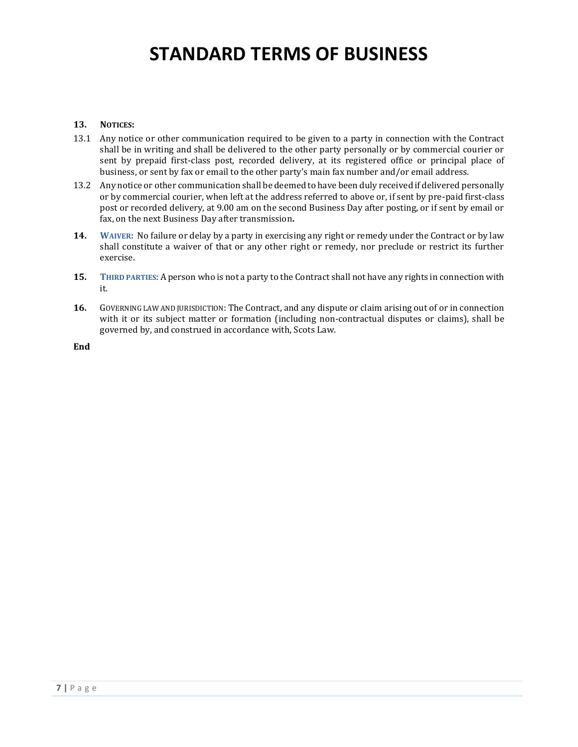# STANDARD TERMS OF BUSINESS

**13. NOTICES:**

13.1 Any notice or other communication required to be given to a party in connection with the Contract shall be in writing and shall be delivered to the other party personally or by commercial courier or sent by prepaid first-class post, recorded delivery, at its registered office or principal place of business, or sent by fax or email to the other party's main fax number and/or email address.

13.2 Any notice or other communication shall be deemed to have been duly received if delivered personally or by commercial courier, when left at the address referred to above or, if sent by pre-paid first-class post or recorded delivery, at 9.00 am on the second Business Day after posting, or if sent by email or fax, on the next Business Day after transmission**.**

**14. WAIVER:** No failure or delay by a party in exercising any right or remedy under the Contract or by law shall constitute a waiver of that or any other right or remedy, nor preclude or restrict its further exercise.

**15. THIRD PARTIES**: A person who is not a party to the Contract shall not have any rights in connection with it.

**16.** GOVERNING LAW AND JURISDICTION: The Contract, and any dispute or claim arising out of or in connection with it or its subject matter or formation (including non-contractual disputes or claims), shall be governed by, and construed in accordance with, Scots Law.

**End**